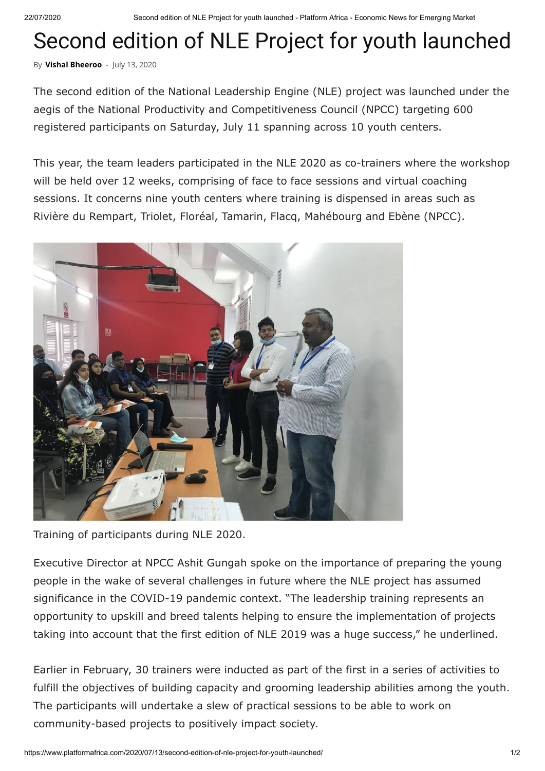# Second edition of NLE Project for youth launched

By **Vishal Bheeroo** - July 13, 2020

The second edition of the National Leadership Engine (NLE) project was launched under the aegis of the National Productivity and Competitiveness Council (NPCC) targeting 600 registered participants on Saturday, July 11 spanning across 10 youth centers.

This year, the team leaders participated in the NLE 2020 as co-trainers where the workshop will be held over 12 weeks, comprising of face to face sessions and virtual coaching sessions. It concerns nine youth centers where training is dispensed in areas such as Rivière du Rempart, Triolet, Floréal, Tamarin, Flacq, Mahébourg and Ebène (NPCC).

Training of participants during NLE 2020.

Executive Director at NPCC Ashit Gungah spoke on the importance of preparing the young people in the wake of several challenges in future where the NLE project has assumed significance in the COVID-19 pandemic context. "The leadership training represents an opportunity to upskill and breed talents helping to ensure the implementation of projects taking into account that the first edition of NLE 2019 was a huge success," he underlined.

Earlier in February, 30 trainers were inducted as part of the first in a series of activities to fulfill the objectives of building capacity and grooming leadership abilities among the youth. The participants will undertake a slew of practical sessions to be able to work on community-based projects to positively impact society.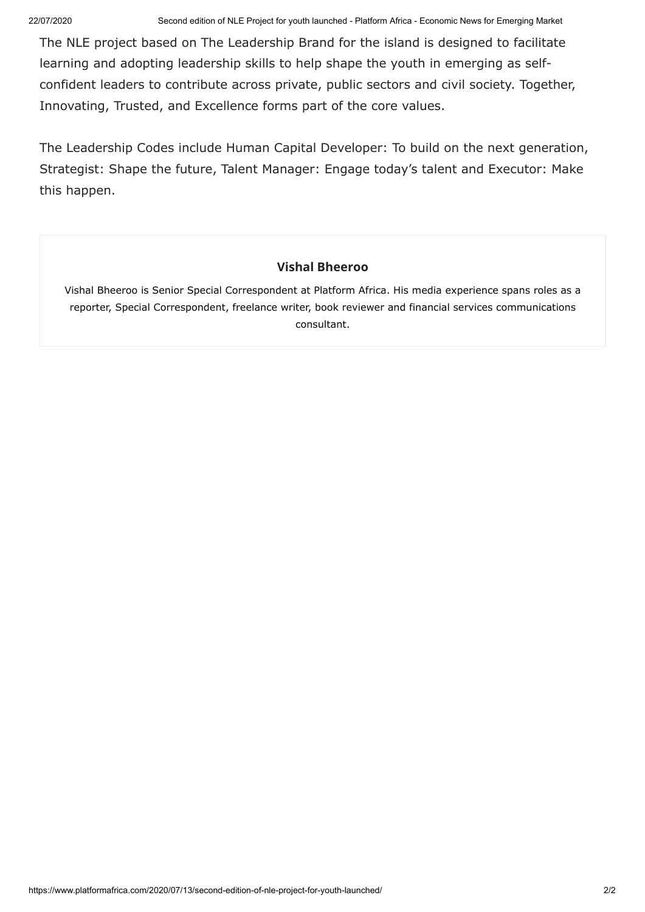The NLE project based on The Leadership Brand for the island is designed to facilitate learning and adopting leadership skills to help shape the youth in emerging as self-confident leaders to contribute across private, public sectors and civil society. Together, Innovating, Trusted, and Excellence forms part of the core values.

The Leadership Codes include Human Capital Developer: To build on the next generation, Strategist: Shape the future, Talent Manager: Engage today's talent and Executor: Make this happen.

**Vishal Bheeroo**

Vishal Bheeroo is Senior Special Correspondent at Platform Africa. His media experience spans roles as a reporter, Special Correspondent, freelance writer, book reviewer and financial services communications consultant.